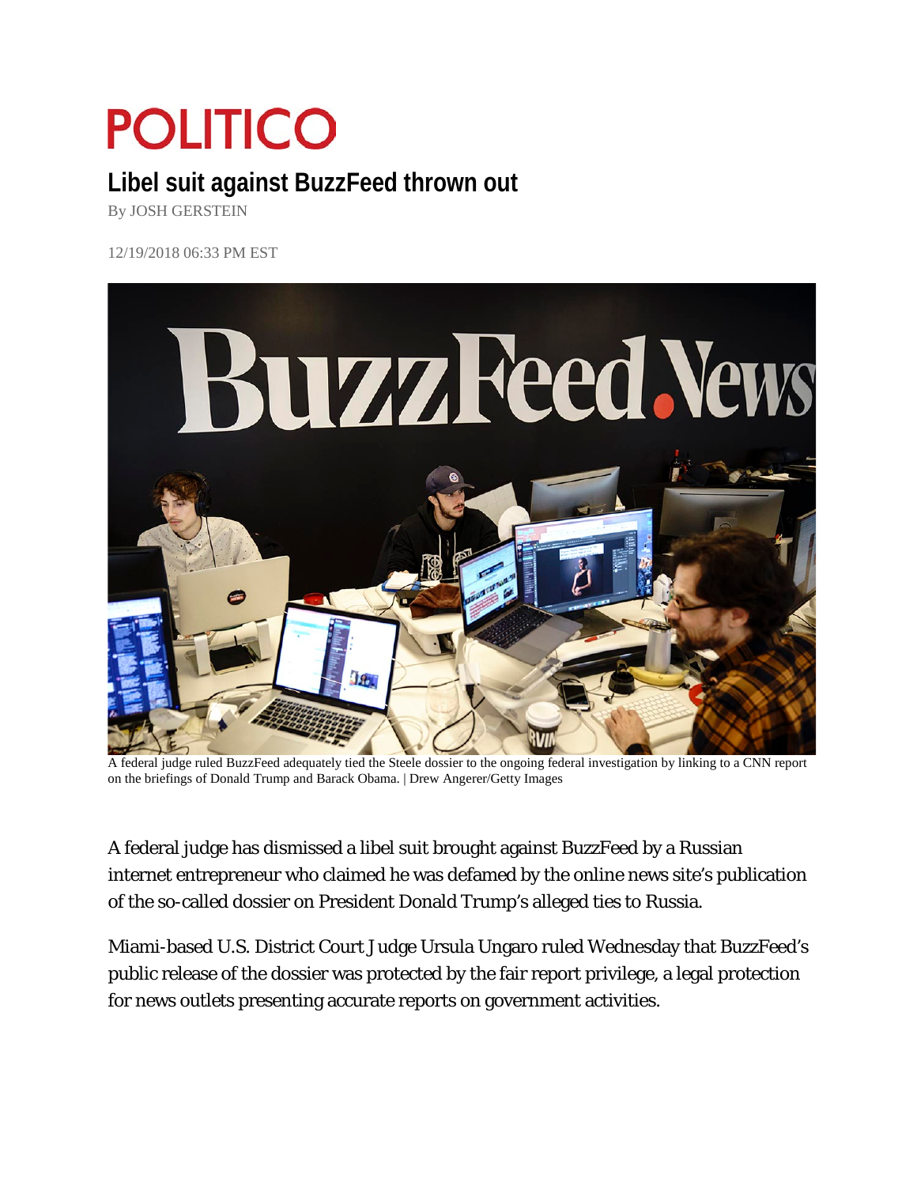# POLITICO

## Libel suit against BuzzFeed thrown out

By JOSH GERSTEIN

12/19/2018 06:33 PM EST

A federal judge ruled BuzzFeed adequately tied the Steele dossier to the ongoing federal investigation by linking to a CNN report on the briefings of Donald Trump and Barack Obama. | Drew Angerer/Getty Images

A federal judge has dismissed a libel suit brought against BuzzFeed by a Russian internet entrepreneur who claimed he was defamed by the online news site's publication of the so-called dossier on President Donald Trump's alleged ties to Russia.

Miami-based U.S. District Court Judge Ursula Ungaro ruled Wednesday that BuzzFeed's public release of the dossier was protected by the fair report privilege, a legal protection for news outlets presenting accurate reports on government activities.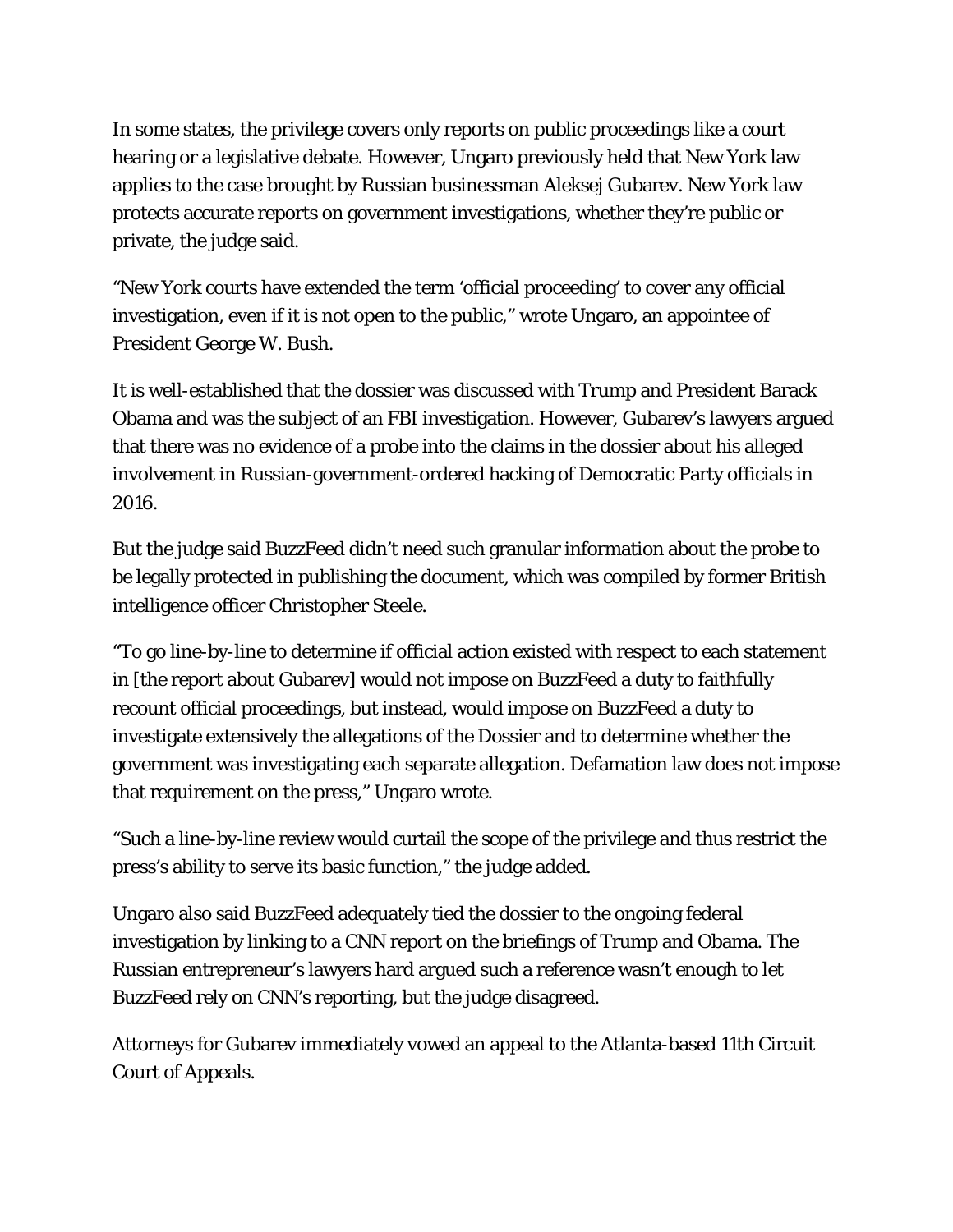In some states, the privilege covers only reports on public proceedings like a court hearing or a legislative debate. However, Ungaro previously held that New York law applies to the case brought by Russian businessman Aleksej Gubarev. New York law protects accurate reports on government investigations, whether they're public or private, the judge said.

"New York courts have extended the term 'official proceeding' to cover any official investigation, even if it is not open to the public," wrote Ungaro, an appointee of President George W. Bush.

It is well-established that the dossier was discussed with Trump and President Barack Obama and was the subject of an FBI investigation. However, Gubarev's lawyers argued that there was no evidence of a probe into the claims in the dossier about his alleged involvement in Russian-government-ordered hacking of Democratic Party officials in 2016.

But the judge said BuzzFeed didn't need such granular information about the probe to be legally protected in publishing the document, which was compiled by former British intelligence officer Christopher Steele.

"To go line-by-line to determine if official action existed with respect to each statement in [the report about Gubarev] would not impose on BuzzFeed a duty to faithfully recount official proceedings, but instead, would impose on BuzzFeed a duty to investigate extensively the allegations of the Dossier and to determine whether the government was investigating each separate allegation. Defamation law does not impose that requirement on the press," Ungaro wrote.

"Such a line-by-line review would curtail the scope of the privilege and thus restrict the press's ability to serve its basic function," the judge added.

Ungaro also said BuzzFeed adequately tied the dossier to the ongoing federal investigation by linking to a CNN report on the briefings of Trump and Obama. The Russian entrepreneur's lawyers hard argued such a reference wasn't enough to let BuzzFeed rely on CNN's reporting, but the judge disagreed.

Attorneys for Gubarev immediately vowed an appeal to the Atlanta-based 11th Circuit Court of Appeals.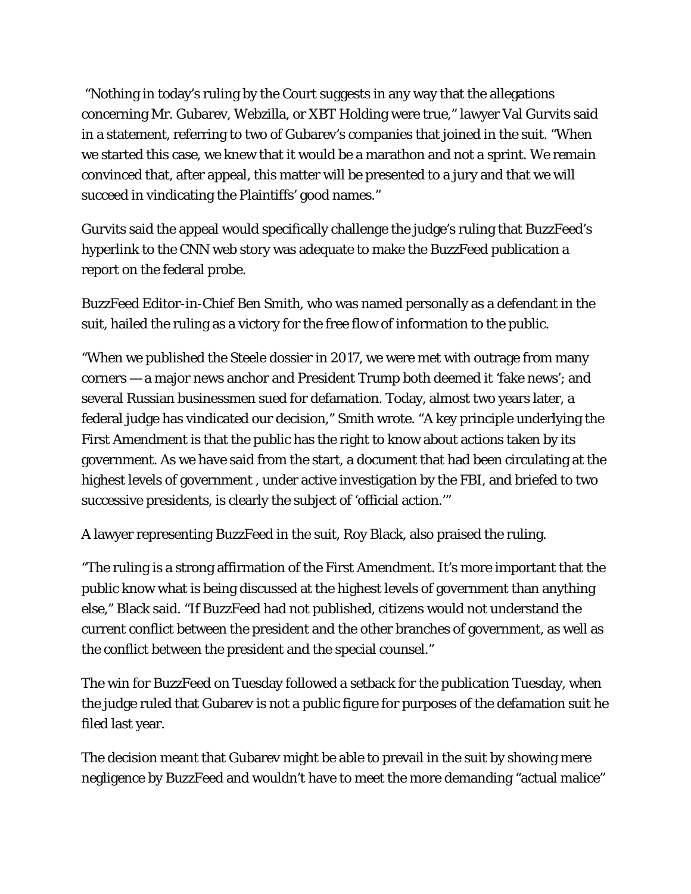"Nothing in today's ruling by the Court suggests in any way that the allegations concerning Mr. Gubarev, Webzilla, or XBT Holding were true," lawyer Val Gurvits said in a statement, referring to two of Gubarev's companies that joined in the suit. "When we started this case, we knew that it would be a marathon and not a sprint. We remain convinced that, after appeal, this matter will be presented to a jury and that we will succeed in vindicating the Plaintiffs' good names."

Gurvits said the appeal would specifically challenge the judge's ruling that BuzzFeed's hyperlink to the CNN web story was adequate to make the BuzzFeed publication a report on the federal probe.

BuzzFeed Editor-in-Chief Ben Smith, who was named personally as a defendant in the suit, hailed the ruling as a victory for the free flow of information to the public.

"When we published the Steele dossier in 2017, we were met with outrage from many corners — a major news anchor and President Trump both deemed it 'fake news'; and several Russian businessmen sued for defamation. Today, almost two years later, a federal judge has vindicated our decision," Smith wrote. "A key principle underlying the First Amendment is that the public has the right to know about actions taken by its government. As we have said from the start, a document that had been circulating at the highest levels of government , under active investigation by the FBI, and briefed to two successive presidents, is clearly the subject of 'official action.'"

A lawyer representing BuzzFeed in the suit, Roy Black, also praised the ruling.

"The ruling is a strong affirmation of the First Amendment. It's more important that the public know what is being discussed at the highest levels of government than anything else," Black said. "If BuzzFeed had not published, citizens would not understand the current conflict between the president and the other branches of government, as well as the conflict between the president and the special counsel."

The win for BuzzFeed on Tuesday followed a setback for the publication Tuesday, when the judge ruled that Gubarev is not a public figure for purposes of the defamation suit he filed last year.

The decision meant that Gubarev might be able to prevail in the suit by showing mere negligence by BuzzFeed and wouldn't have to meet the more demanding "actual malice"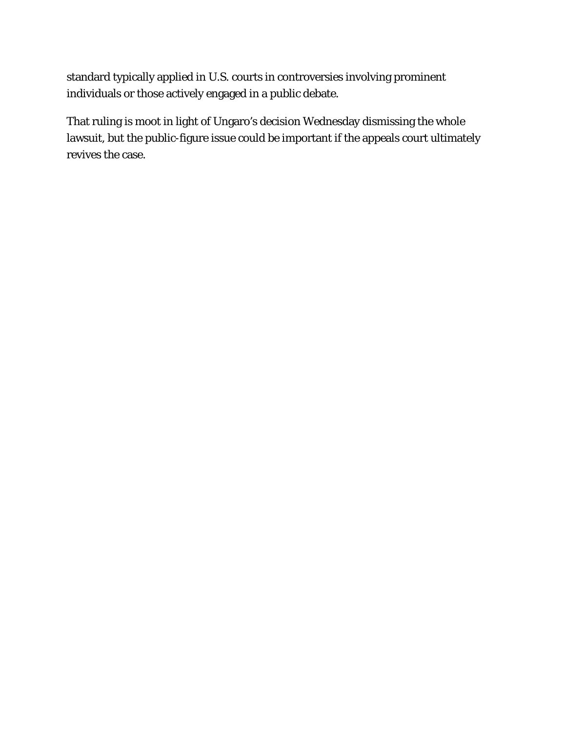standard typically applied in U.S. courts in controversies involving prominent individuals or those actively engaged in a public debate.

That ruling is moot in light of Ungaro's decision Wednesday dismissing the whole lawsuit, but the public-figure issue could be important if the appeals court ultimately revives the case.